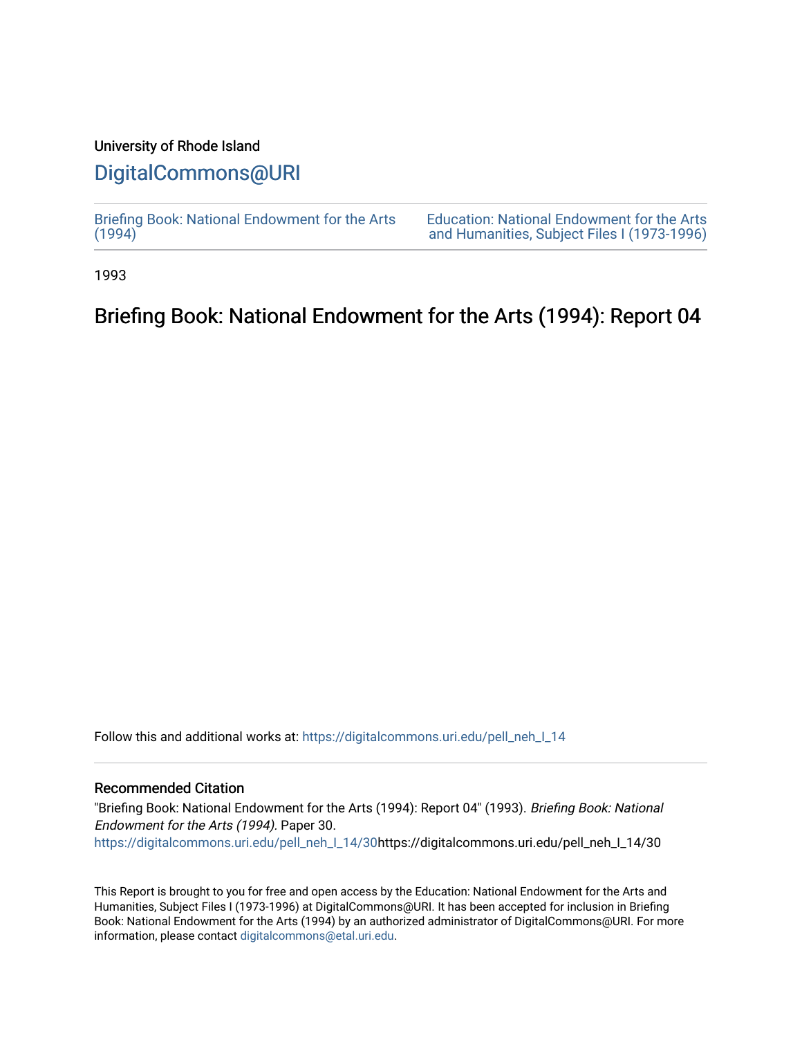University of Rhode Island

# DigitalCommons@URI

Briefing Book: National Endowment for the Arts (1994)

Education: National Endowment for the Arts and Humanities, Subject Files I (1973-1996)

1993

## Briefing Book: National Endowment for the Arts (1994): Report 04

Follow this and additional works at: https://digitalcommons.uri.edu/pell_neh_I_14

### Recommended Citation

"Briefing Book: National Endowment for the Arts (1994): Report 04" (1993). *Briefing Book: National Endowment for the Arts (1994).* Paper 30.
https://digitalcommons.uri.edu/pell_neh_I_14/30https://digitalcommons.uri.edu/pell_neh_I_14/30

This Report is brought to you for free and open access by the Education: National Endowment for the Arts and Humanities, Subject Files I (1973-1996) at DigitalCommons@URI. It has been accepted for inclusion in Briefing Book: National Endowment for the Arts (1994) by an authorized administrator of DigitalCommons@URI. For more information, please contact digitalcommons@etal.uri.edu.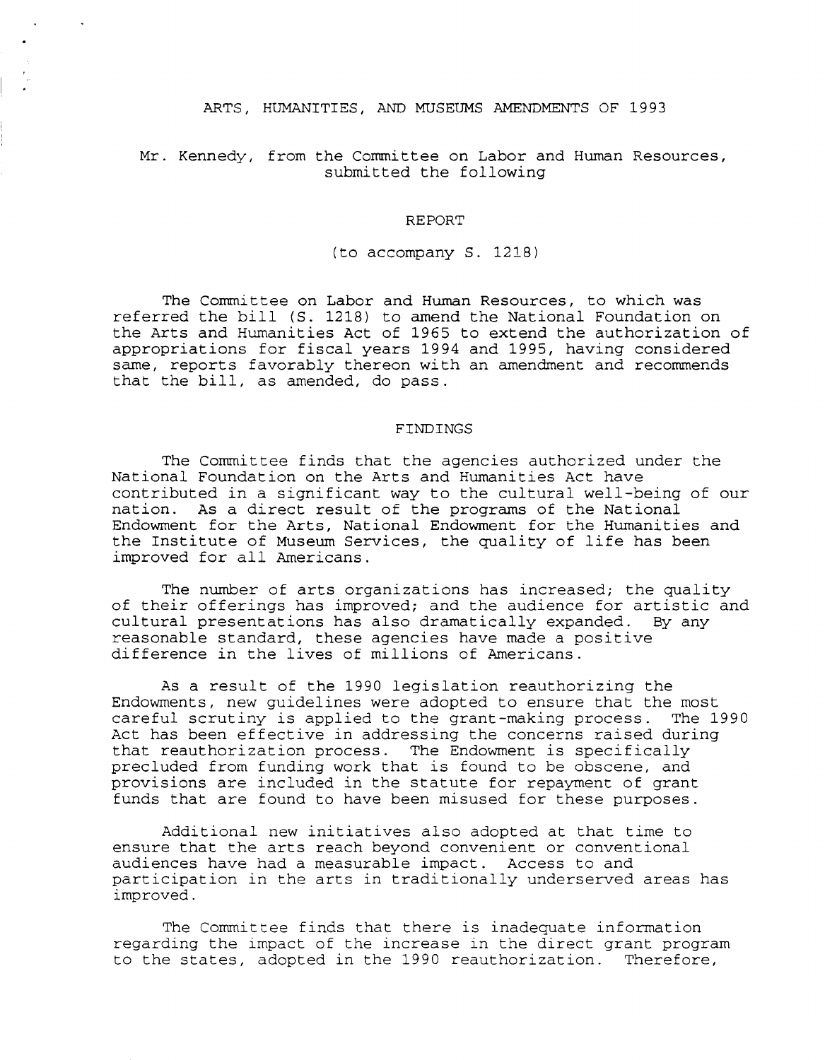# ARTS, HUMANITIES, AND MUSEUMS AMENDMENTS OF 1993

Mr. Kennedy, from the Committee on Labor and Human Resources, submitted the following

## REPORT

(to accompany S. 1218)

The Committee on Labor and Human Resources, to which was referred the bill (S. 1218) to amend the National Foundation on the Arts and Humanities Act of 1965 to extend the authorization of appropriations for fiscal years 1994 and 1995, having considered same, reports favorably thereon with an amendment and recommends that the bill, as amended, do pass.

## FINDINGS

The Committee finds that the agencies authorized under the National Foundation on the Arts and Humanities Act have contributed in a significant way to the cultural well-being of our nation. As a direct result of the programs of the National Endowment for the Arts, National Endowment for the Humanities and the Institute of Museum Services, the quality of life has been improved for all Americans.

The number of arts organizations has increased; the quality of their offerings has improved; and the audience for artistic and cultural presentations has also dramatically expanded. By any reasonable standard, these agencies have made a positive difference in the lives of millions of Americans.

As a result of the 1990 legislation reauthorizing the Endowments, new guidelines were adopted to ensure that the most careful scrutiny is applied to the grant-making process. The 1990 Act has been effective in addressing the concerns raised during that reauthorization process. The Endowment is specifically precluded from funding work that is found to be obscene, and provisions are included in the statute for repayment of grant funds that are found to have been misused for these purposes.

Additional new initiatives also adopted at that time to ensure that the arts reach beyond convenient or conventional audiences have had a measurable impact. Access to and participation in the arts in traditionally underserved areas has improved.

The Committee finds that there is inadequate information regarding the impact of the increase in the direct grant program to the states, adopted in the 1990 reauthorization. Therefore,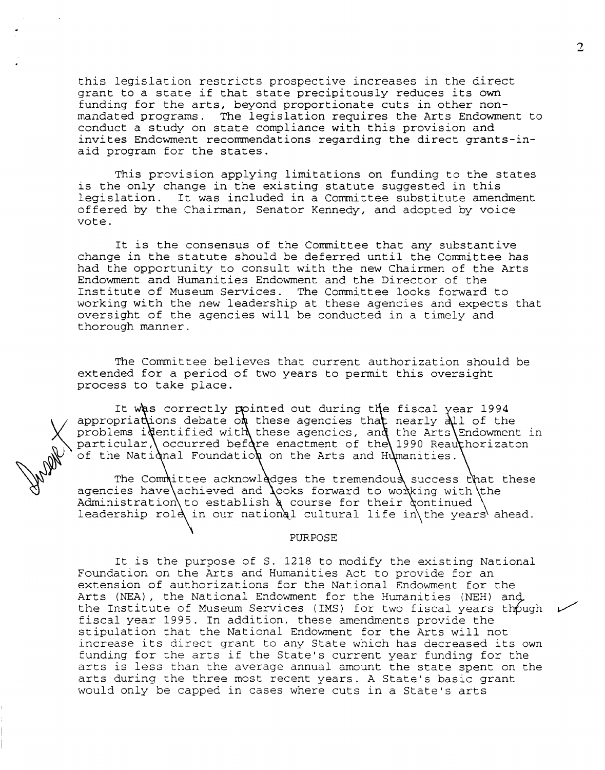this legislation restricts prospective increases in the direct grant to a state if that state precipitously reduces its own funding for the arts, beyond proportionate cuts in other non-mandated programs. The legislation requires the Arts Endowment to conduct a study on state compliance with this provision and invites Endowment recommendations regarding the direct grants-in-aid program for the states.

This provision applying limitations on funding to the states is the only change in the existing statute suggested in this legislation. It was included in a Committee substitute amendment offered by the Chairman, Senator Kennedy, and adopted by voice vote.

It is the consensus of the Committee that any substantive change in the statute should be deferred until the Committee has had the opportunity to consult with the new Chairmen of the Arts Endowment and Humanities Endowment and the Director of the Institute of Museum Services. The Committee looks forward to working with the new leadership at these agencies and expects that oversight of the agencies will be conducted in a timely and thorough manner.

The Committee believes that current authorization should be extended for a period of two years to permit this oversight process to take place.

It was correctly pointed out during the fiscal year 1994 appropriations debate on these agencies that nearly all of the problems identified with these agencies, and the Arts Endowment in particular, occurred before enactment of the 1990 Reauthorizaton of the National Foundation on the Arts and Humanities.

The Committee acknowledges the tremendous success that these agencies have achieved and looks forward to working with the Administration to establish a course for their continued leadership role in our national cultural life in the years ahead.

## PURPOSE

It is the purpose of S. 1218 to modify the existing National Foundation on the Arts and Humanities Act to provide for an extension of authorizations for the National Endowment for the Arts (NEA), the National Endowment for the Humanities (NEH) and the Institute of Museum Services (IMS) for two fiscal years though fiscal year 1995. In addition, these amendments provide the stipulation that the National Endowment for the Arts will not increase its direct grant to any State which has decreased its own funding for the arts if the State's current year funding for the arts is less than the average annual amount the state spent on the arts during the three most recent years. A State's basic grant would only be capped in cases where cuts in a State's arts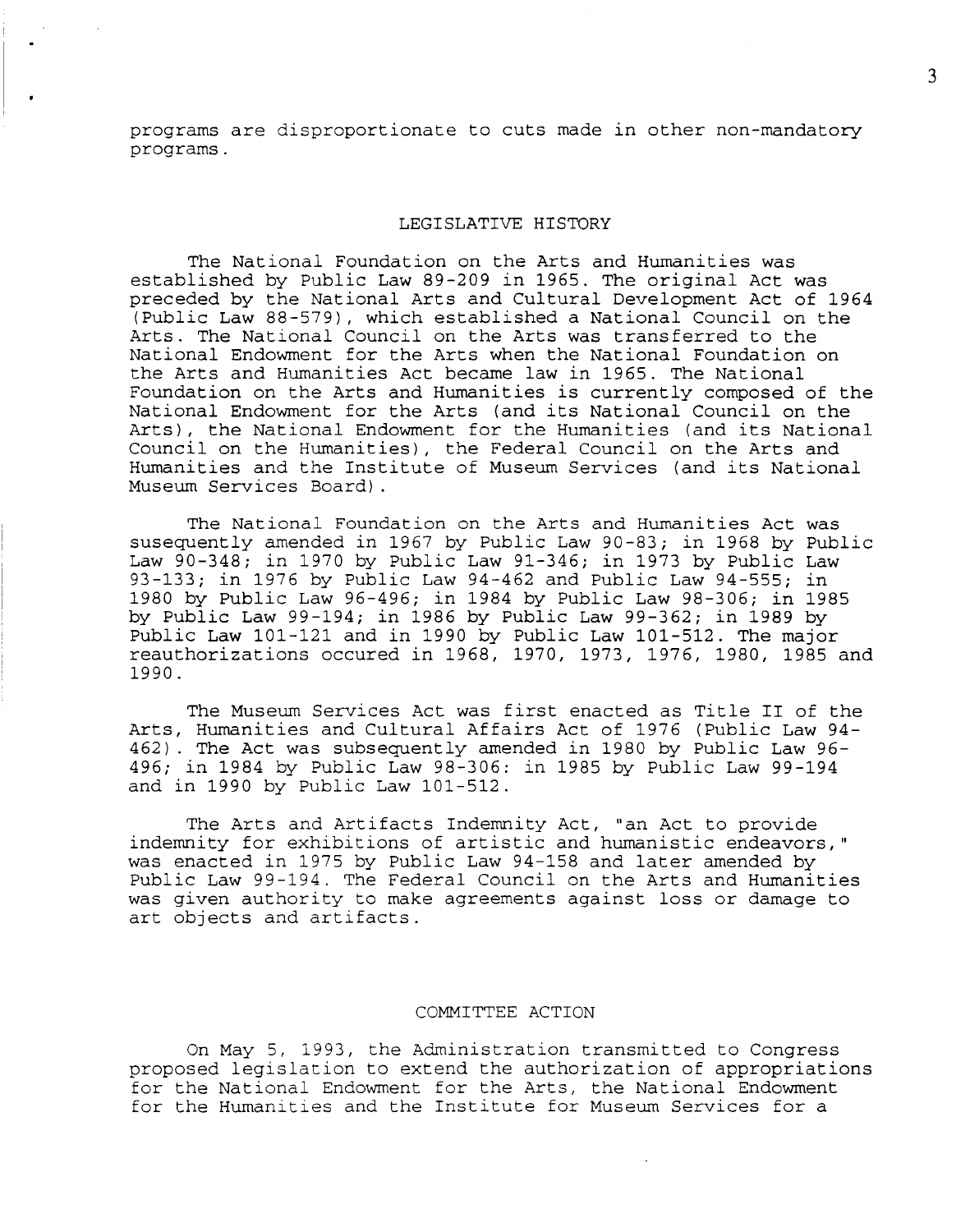programs are disproportionate to cuts made in other non-mandatory programs.

## LEGISLATIVE HISTORY

The National Foundation on the Arts and Humanities was established by Public Law 89-209 in 1965. The original Act was preceded by the National Arts and Cultural Development Act of 1964 (Public Law 88-579), which established a National Council on the Arts. The National Council on the Arts was transferred to the National Endowment for the Arts when the National Foundation on the Arts and Humanities Act became law in 1965. The National Foundation on the Arts and Humanities is currently composed of the National Endowment for the Arts (and its National Council on the Arts), the National Endowment for the Humanities (and its National Council on the Humanities), the Federal Council on the Arts and Humanities and the Institute of Museum Services (and its National Museum Services Board).

The National Foundation on the Arts and Humanities Act was susequently amended in 1967 by Public Law 90-83; in 1968 by Public Law 90-348; in 1970 by Public Law 91-346; in 1973 by Public Law 93-133; in 1976 by Public Law 94-462 and Public Law 94-555; in 1980 by Public Law 96-496; in 1984 by Public Law 98-306; in 1985 by Public Law 99-194; in 1986 by Public Law 99-362; in 1989 by Public Law 101-121 and in 1990 by Public Law 101-512. The major reauthorizations occured in 1968, 1970, 1973, 1976, 1980, 1985 and 1990.

The Museum Services Act was first enacted as Title II of the Arts, Humanities and Cultural Affairs Act of 1976 (Public Law 94-462). The Act was subsequently amended in 1980 by Public Law 96-496; in 1984 by Public Law 98-306: in 1985 by Public Law 99-194 and in 1990 by Public Law 101-512.

The Arts and Artifacts Indemnity Act, "an Act to provide indemnity for exhibitions of artistic and humanistic endeavors," was enacted in 1975 by Public Law 94-158 and later amended by Public Law 99-194. The Federal Council on the Arts and Humanities was given authority to make agreements against loss or damage to art objects and artifacts.

## COMMITTEE ACTION

On May 5, 1993, the Administration transmitted to Congress proposed legislation to extend the authorization of appropriations for the National Endowment for the Arts, the National Endowment for the Humanities and the Institute for Museum Services for a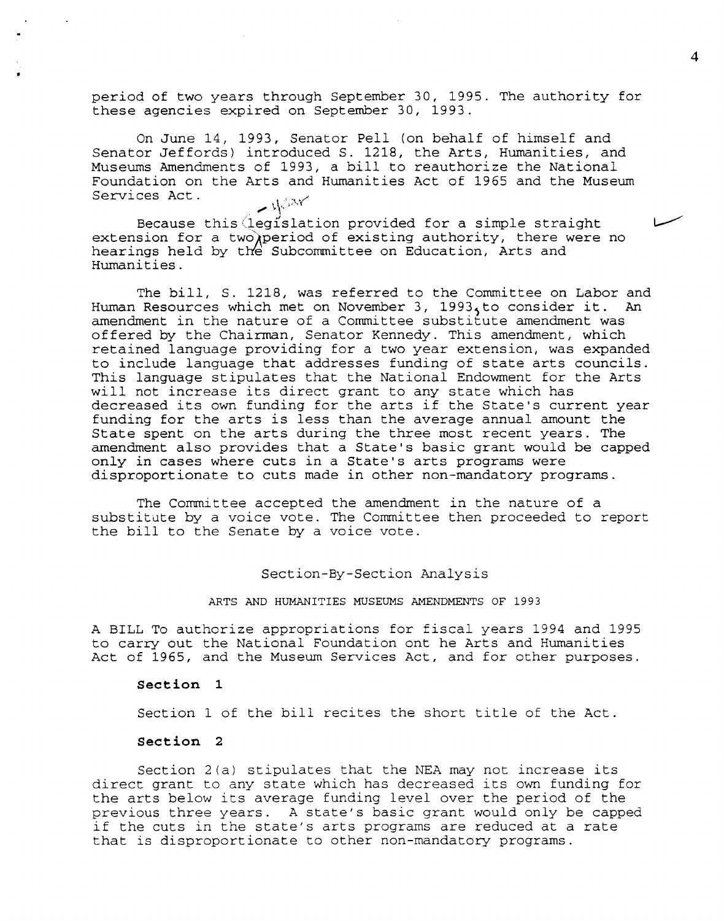period of two years through September 30, 1995. The authority for these agencies expired on September 30, 1993.

On June 14, 1993, Senator Pell (on behalf of himself and Senator Jeffords) introduced S. 1218, the Arts, Humanities, and Museums Amendments of 1993, a bill to reauthorize the National Foundation on the Arts and Humanities Act of 1965 and the Museum Services Act.

Because this legislation provided for a simple straight extension for a two year period of existing authority, there were no hearings held by the Subcommittee on Education, Arts and Humanities.

The bill, S. 1218, was referred to the Committee on Labor and Human Resources which met on November 3, 1993, to consider it. An amendment in the nature of a Committee substitute amendment was offered by the Chairman, Senator Kennedy. This amendment, which retained language providing for a two year extension, was expanded to include language that addresses funding of state arts councils. This language stipulates that the National Endowment for the Arts will not increase its direct grant to any state which has decreased its own funding for the arts if the State's current year funding for the arts is less than the average annual amount the State spent on the arts during the three most recent years. The amendment also provides that a State's basic grant would be capped only in cases where cuts in a State's arts programs were disproportionate to cuts made in other non-mandatory programs.

The Committee accepted the amendment in the nature of a substitute by a voice vote. The Committee then proceeded to report the bill to the Senate by a voice vote.

## Section-By-Section Analysis

### ARTS AND HUMANITIES MUSEUMS AMENDMENTS OF 1993

A BILL To authorize appropriations for fiscal years 1994 and 1995 to carry out the National Foundation ont he Arts and Humanities Act of 1965, and the Museum Services Act, and for other purposes.

**Section 1**

Section 1 of the bill recites the short title of the Act.

**Section 2**

Section 2(a) stipulates that the NEA may not increase its direct grant to any state which has decreased its own funding for the arts below its average funding level over the period of the previous three years. A state's basic grant would only be capped if the cuts in the state's arts programs are reduced at a rate that is disproportionate to other non-mandatory programs.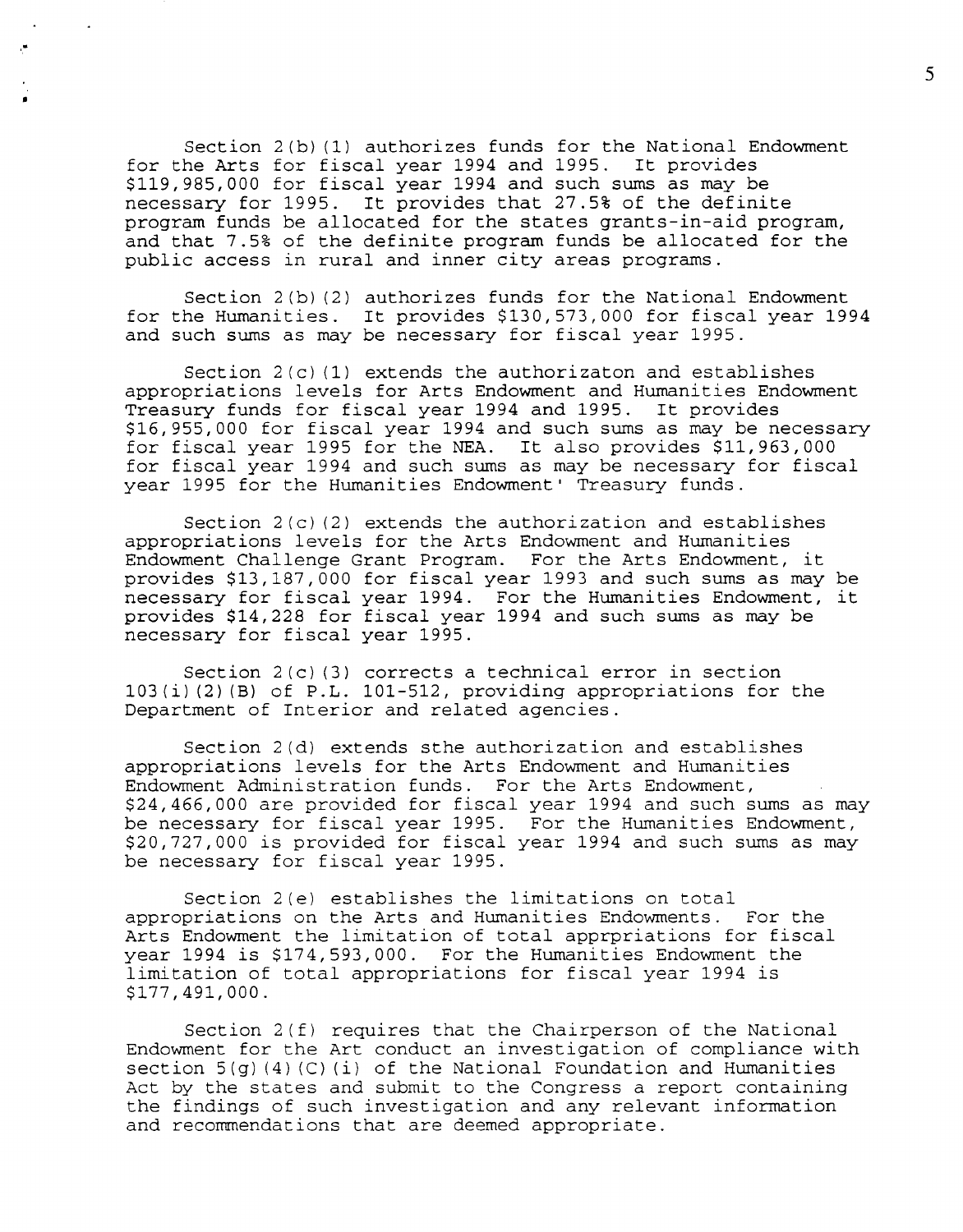Section 2(b)(1) authorizes funds for the National Endowment for the Arts for fiscal year 1994 and 1995. It provides $119,985,000 for fiscal year 1994 and such sums as may be necessary for 1995. It provides that 27.5% of the definite program funds be allocated for the states grants-in-aid program, and that 7.5% of the definite program funds be allocated for the public access in rural and inner city areas programs.

Section 2(b)(2) authorizes funds for the National Endowment for the Humanities. It provides $130,573,000 for fiscal year 1994 and such sums as may be necessary for fiscal year 1995.

Section 2(c)(1) extends the authorizaton and establishes appropriations levels for Arts Endowment and Humanities Endowment Treasury funds for fiscal year 1994 and 1995. It provides $16,955,000 for fiscal year 1994 and such sums as may be necessary for fiscal year 1995 for the NEA. It also provides $11,963,000 for fiscal year 1994 and such sums as may be necessary for fiscal year 1995 for the Humanities Endowment' Treasury funds.

Section 2(c)(2) extends the authorization and establishes appropriations levels for the Arts Endowment and Humanities Endowment Challenge Grant Program. For the Arts Endowment, it provides $13,187,000 for fiscal year 1993 and such sums as may be necessary for fiscal year 1994. For the Humanities Endowment, it provides $14,228 for fiscal year 1994 and such sums as may be necessary for fiscal year 1995.

Section 2(c)(3) corrects a technical error in section 103(i)(2)(B) of P.L. 101-512, providing appropriations for the Department of Interior and related agencies.

Section 2(d) extends sthe authorization and establishes appropriations levels for the Arts Endowment and Humanities Endowment Administration funds. For the Arts Endowment, $24,466,000 are provided for fiscal year 1994 and such sums as may be necessary for fiscal year 1995. For the Humanities Endowment, $20,727,000 is provided for fiscal year 1994 and such sums as may be necessary for fiscal year 1995.

Section 2(e) establishes the limitations on total appropriations on the Arts and Humanities Endowments. For the Arts Endowment the limitation of total apprpriations for fiscal year 1994 is $174,593,000. For the Humanities Endowment the limitation of total appropriations for fiscal year 1994 is $177,491,000.

Section 2(f) requires that the Chairperson of the National Endowment for the Art conduct an investigation of compliance with section 5(g)(4)(C)(i) of the National Foundation and Humanities Act by the states and submit to the Congress a report containing the findings of such investigation and any relevant information and recommendations that are deemed appropriate.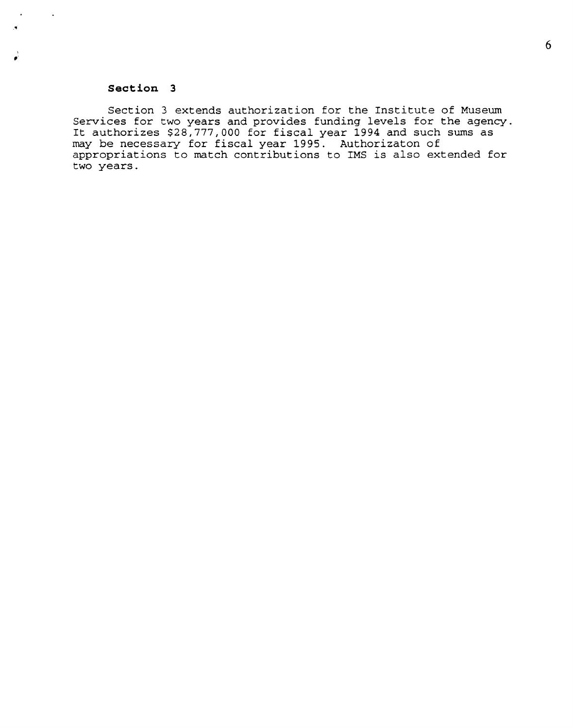**Section 3**

Section 3 extends authorization for the Institute of Museum Services for two years and provides funding levels for the agency. It authorizes $28,777,000 for fiscal year 1994 and such sums as may be necessary for fiscal year 1995. Authorizaton of appropriations to match contributions to IMS is also extended for two years.